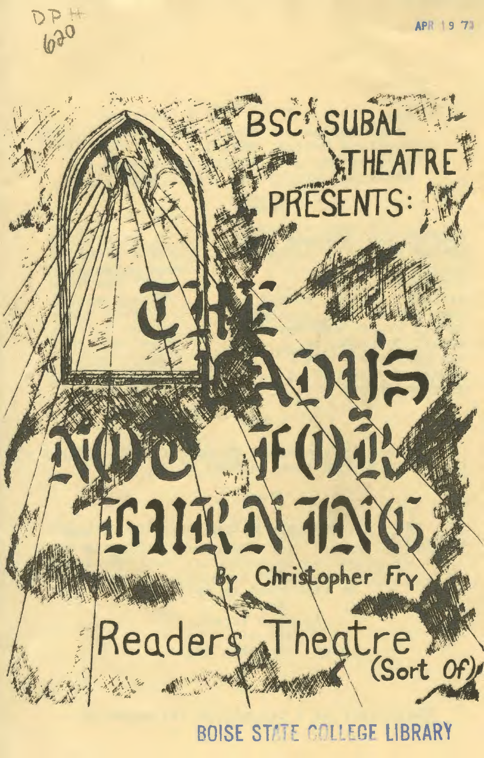DP H 620

APR 19 '73

BSC SUBAL THEATRE PRESENTS:

# THE LADY'S NOT FOR BURNING

By Christopher Fry

Readers Theatre (Sort Of)

BOISE STATE COLLEGE LIBRARY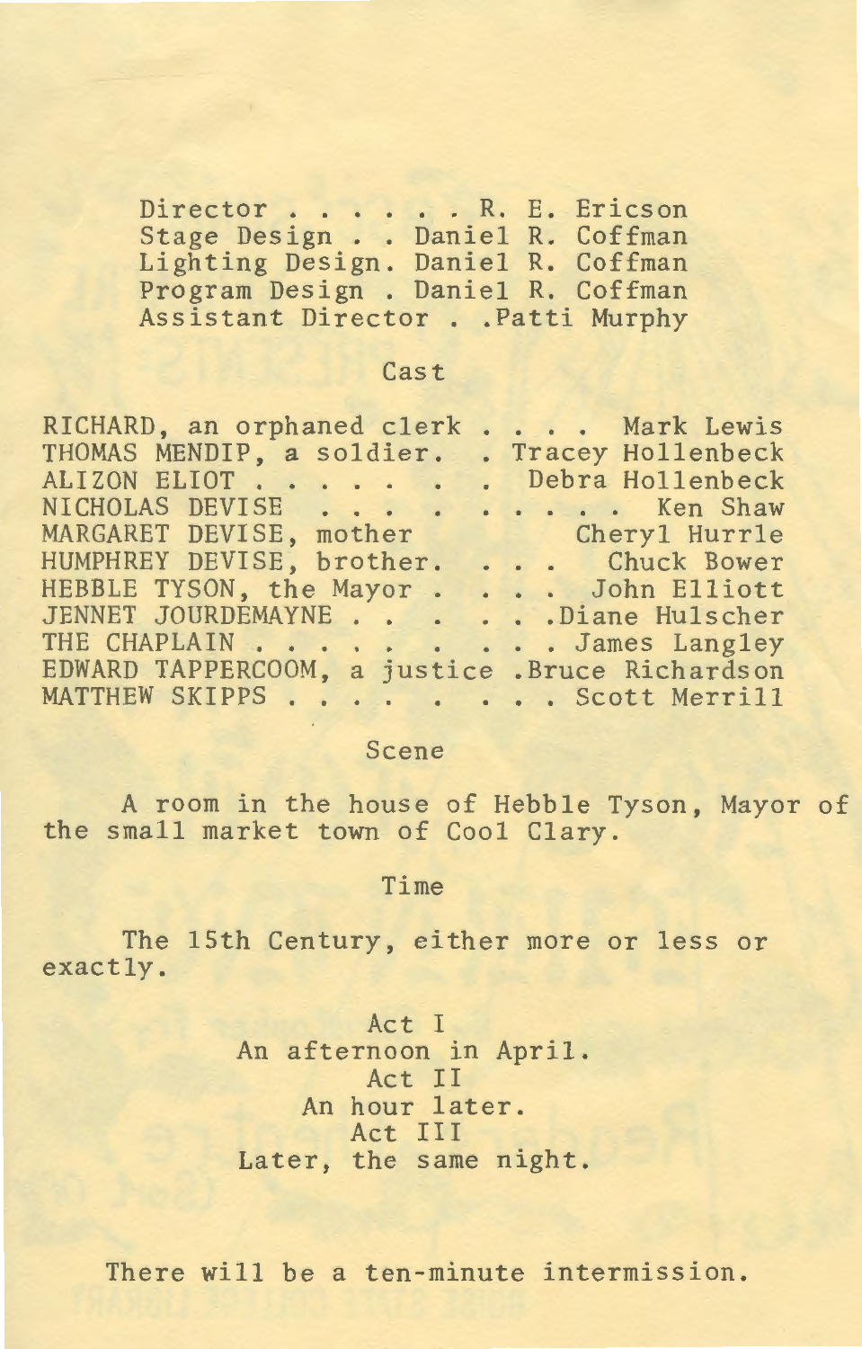Director . . . . . . R. E. Ericson
Stage Design . . Daniel R. Coffman
Lighting Design. Daniel R. Coffman
Program Design . Daniel R. Coffman
Assistant Director . .Patti Murphy

## Cast

RICHARD, an orphaned clerk . . . . Mark Lewis
THOMAS MENDIP, a soldier. . Tracey Hollenbeck
ALIZON ELIOT . . . . . . . Debra Hollenbeck
NICHOLAS DEVISE . . . . . . . . . Ken Shaw
MARGARET DEVISE, mother Cheryl Hurrle
HUMPHREY DEVISE, brother. . . . Chuck Bower
HEBBLE TYSON, the Mayor . . . . John Elliott
JENNET JOURDEMAYNE . . . . . . .Diane Hulscher
THE CHAPLAIN . . . . . . . . . . James Langley
EDWARD TAPPERCOOM, a justice .Bruce Richardson
MATTHEW SKIPPS . . . . . . . . . Scott Merrill

## Scene

A room in the house of Hebble Tyson, Mayor of the small market town of Cool Clary.

## Time

The 15th Century, either more or less or exactly.

Act I
An afternoon in April.
Act II
An hour later.
Act III
Later, the same night.

There will be a ten-minute intermission.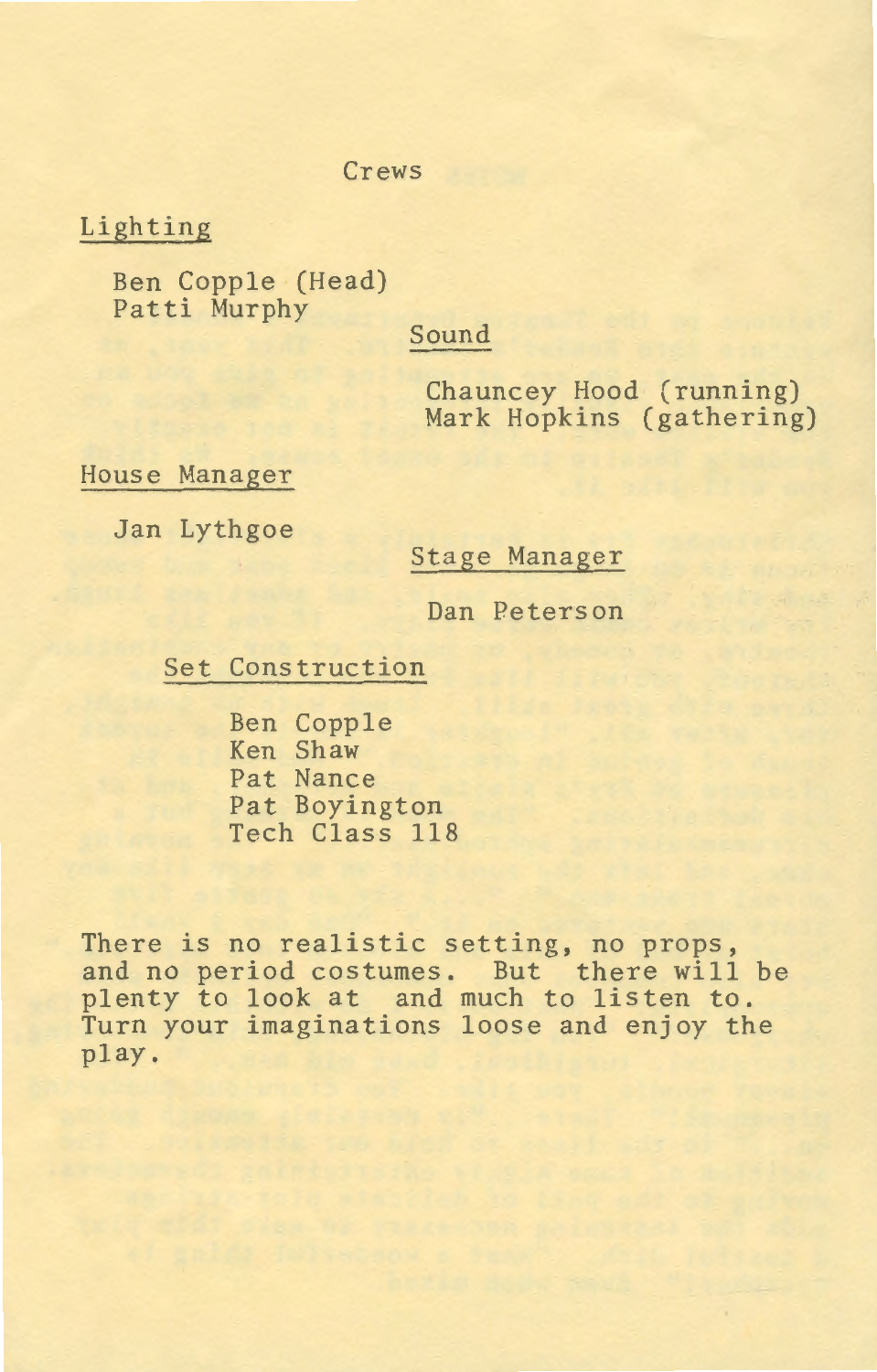# Crews

## Lighting

Ben Copple (Head)
Patti Murphy

## Sound

Chauncey Hood (running)
Mark Hopkins (gathering)

## House Manager

Jan Lythgoe

## Stage Manager

Dan Peterson

## Set Construction

Ben Copple
Ken Shaw
Pat Nance
Pat Boyington
Tech Class 118

There is no realistic setting, no props, and no period costumes. But there will be plenty to look at and much to listen to. Turn your imaginations loose and enjoy the play.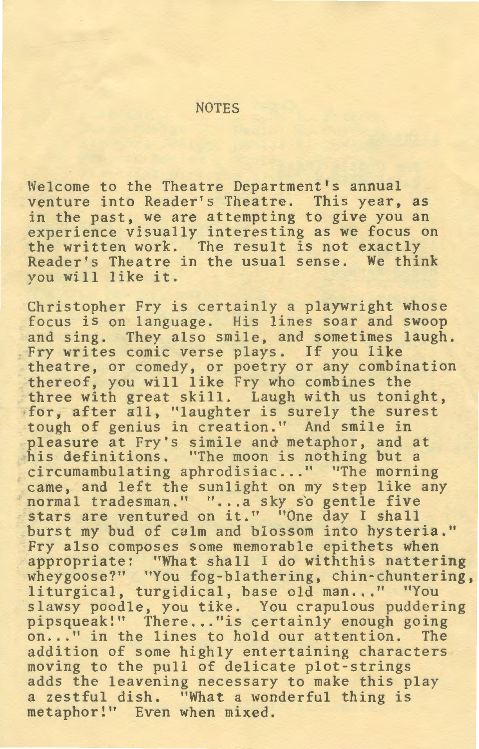# NOTES

Welcome to the Theatre Department's annual venture into Reader's Theatre. This year, as in the past, we are attempting to give you an experience visually interesting as we focus on the written work. The result is not exactly Reader's Theatre in the usual sense. We think you will like it.

Christopher Fry is certainly a playwright whose focus is on language. His lines soar and swoop and sing. They also smile, and sometimes laugh. Fry writes comic verse plays. If you like theatre, or comedy, or poetry or any combination thereof, you will like Fry who combines the three with great skill. Laugh with us tonight, for, after all, "laughter is surely the surest tough of genius in creation." And smile in pleasure at Fry's simile and metaphor, and at his definitions. "The moon is nothing but a circumambulating aphrodisiac..." "The morning came, and left the sunlight on my step like any normal tradesman." "...a sky so gentle five stars are ventured on it." "One day I shall burst my bud of calm and blossom into hysteria." Fry also composes some memorable epithets when appropriate: "What shall I do withthis nattering wheygoose?" "You fog-blathering, chin-chuntering, liturgical, turgidical, base old man..." "You slawsy poodle, you tike. You crapulous puddering pipsqueak!" There..."is certainly enough going on..." in the lines to hold our attention. The addition of some highly entertaining characters moving to the pull of delicate plot-strings adds the leavening necessary to make this play a zestful dish. "What a wonderful thing is metaphor!" Even when mixed.